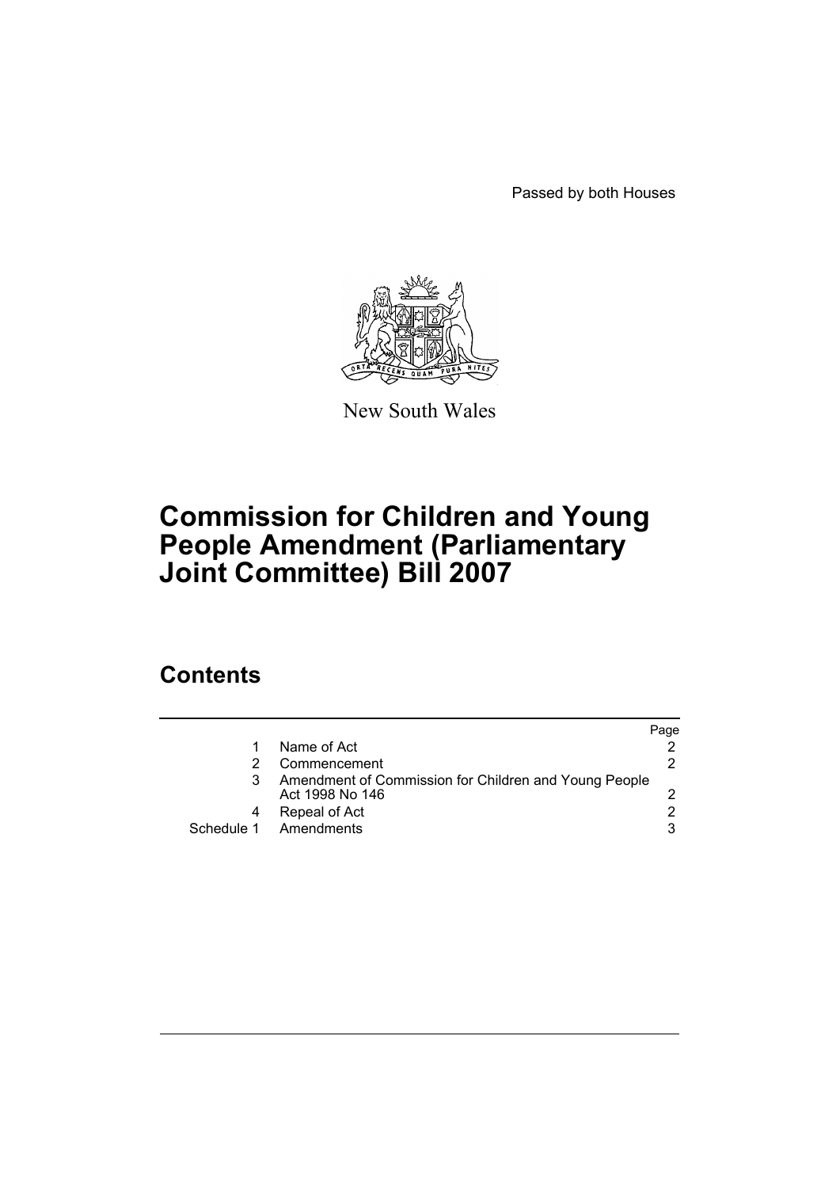Passed by both Houses

New South Wales

# Commission for Children and Young People Amendment (Parliamentary Joint Committee) Bill 2007

## Contents

| | | Page |
|---|---|---|
| 1 | Name of Act | 2 |
| 2 | Commencement | 2 |
| 3 | Amendment of Commission for Children and Young People Act 1998 No 146 | 2 |
| 4 | Repeal of Act | 2 |
| Schedule 1 | Amendments | 3 |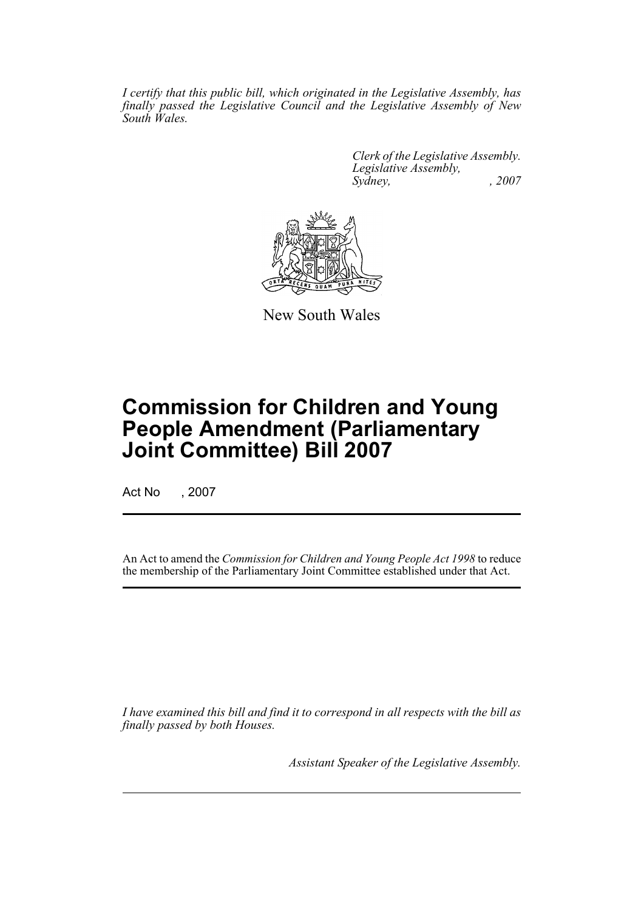*I certify that this public bill, which originated in the Legislative Assembly, has finally passed the Legislative Council and the Legislative Assembly of New South Wales.*

*Clerk of the Legislative Assembly.*
*Legislative Assembly,*
*Sydney, , 2007*

New South Wales

# Commission for Children and Young People Amendment (Parliamentary Joint Committee) Bill 2007

Act No , 2007

An Act to amend the *Commission for Children and Young People Act 1998* to reduce the membership of the Parliamentary Joint Committee established under that Act.

*I have examined this bill and find it to correspond in all respects with the bill as finally passed by both Houses.*

*Assistant Speaker of the Legislative Assembly.*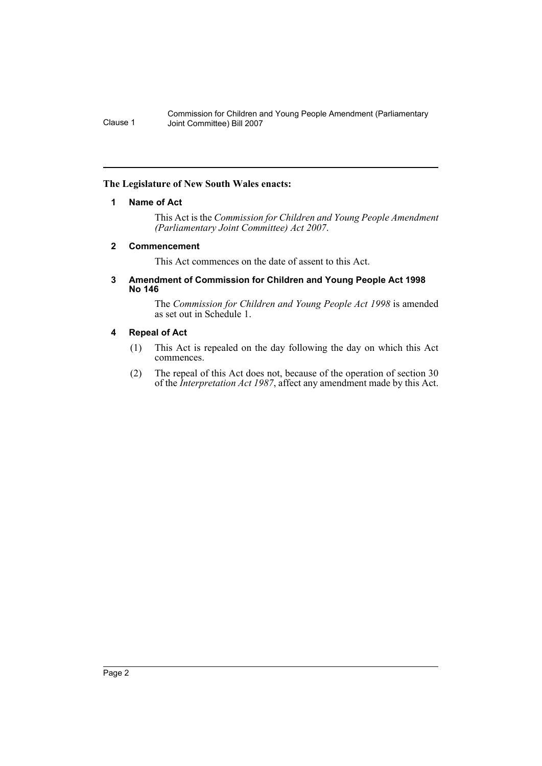**The Legislature of New South Wales enacts:**

## 1 Name of Act

This Act is the *Commission for Children and Young People Amendment (Parliamentary Joint Committee) Act 2007*.

## 2 Commencement

This Act commences on the date of assent to this Act.

## 3 Amendment of Commission for Children and Young People Act 1998 No 146

The *Commission for Children and Young People Act 1998* is amended as set out in Schedule 1.

## 4 Repeal of Act

(1) This Act is repealed on the day following the day on which this Act commences.

(2) The repeal of this Act does not, because of the operation of section 30 of the *Interpretation Act 1987*, affect any amendment made by this Act.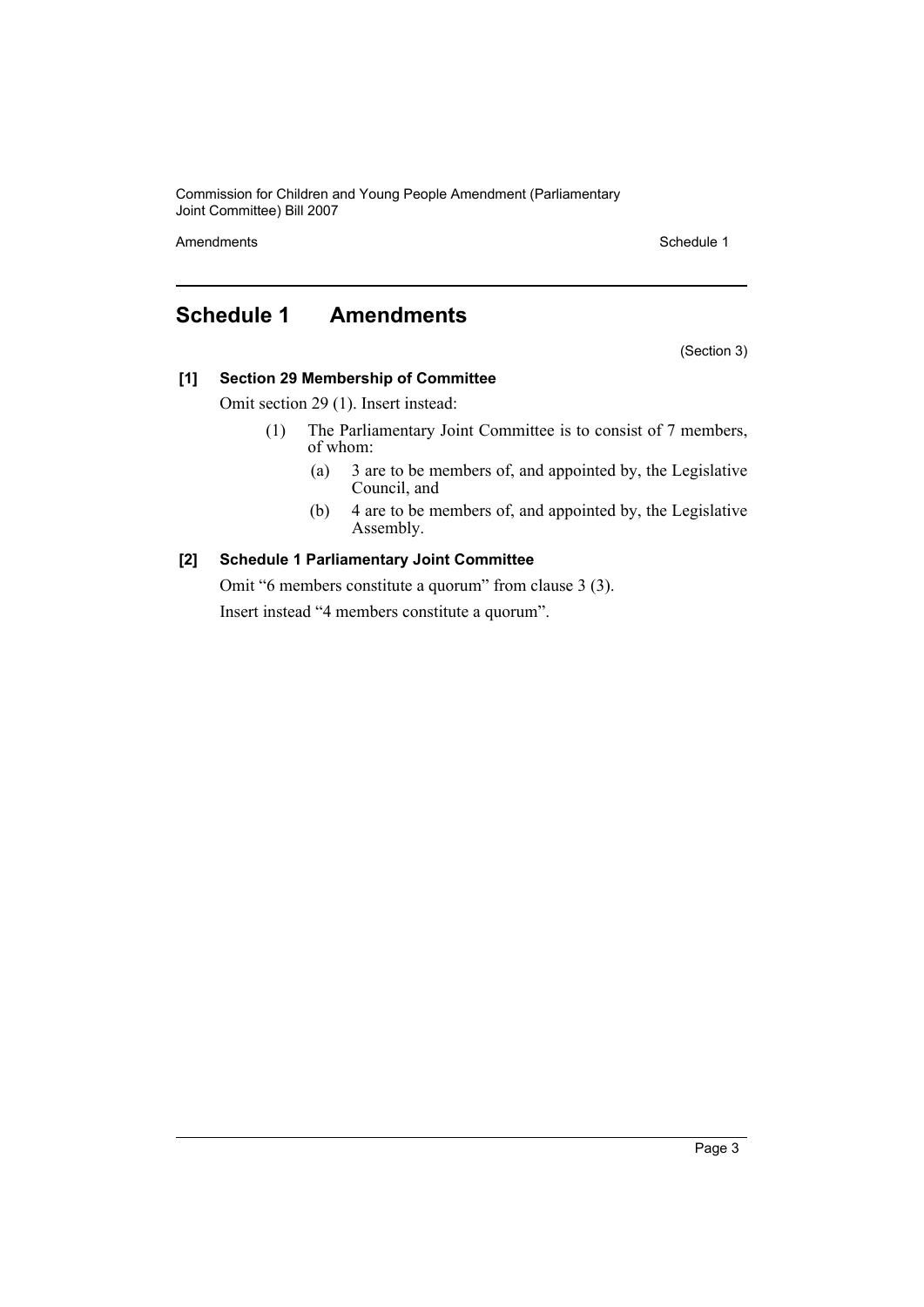## Schedule 1 Amendments

(Section 3)

**[1] Section 29 Membership of Committee**

Omit section 29 (1). Insert instead:

(1) The Parliamentary Joint Committee is to consist of 7 members, of whom:

(a) 3 are to be members of, and appointed by, the Legislative Council, and

(b) 4 are to be members of, and appointed by, the Legislative Assembly.

**[2] Schedule 1 Parliamentary Joint Committee**

Omit "6 members constitute a quorum" from clause 3 (3).

Insert instead "4 members constitute a quorum".